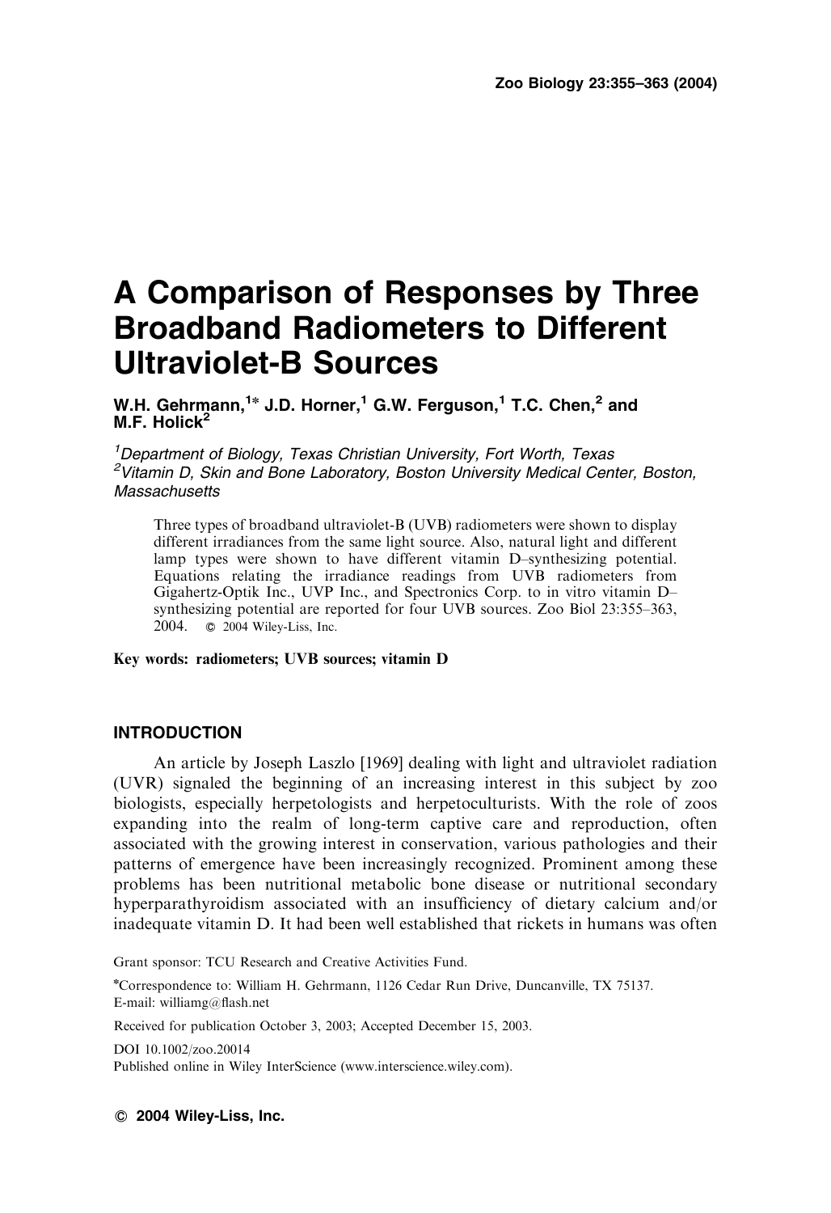# A Comparison of Responses by Three Broadband Radiometers to Different Ultraviolet-B Sources

**W.H. Gehrmann,[1]* J.D. Horner,[1] G.W. Ferguson,[1] T.C. Chen,[2] and M.F. Holick[2]**

[1] *Department of Biology, Texas Christian University, Fort Worth, Texas*
[2] *Vitamin D, Skin and Bone Laboratory, Boston University Medical Center, Boston, Massachusetts*

Three types of broadband ultraviolet-B (UVB) radiometers were shown to display different irradiances from the same light source. Also, natural light and different lamp types were shown to have different vitamin D–synthesizing potential. Equations relating the irradiance readings from UVB radiometers from Gigahertz-Optik Inc., UVP Inc., and Spectronics Corp. to in vitro vitamin D–synthesizing potential are reported for four UVB sources. Zoo Biol 23:355–363, 2004. © 2004 Wiley-Liss, Inc.

**Key words: radiometers; UVB sources; vitamin D**

## INTRODUCTION

An article by Joseph Laszlo [1969] dealing with light and ultraviolet radiation (UVR) signaled the beginning of an increasing interest in this subject by zoo biologists, especially herpetologists and herpetoculturists. With the role of zoos expanding into the realm of long-term captive care and reproduction, often associated with the growing interest in conservation, various pathologies and their patterns of emergence have been increasingly recognized. Prominent among these problems has been nutritional metabolic bone disease or nutritional secondary hyperparathyroidism associated with an insufficiency of dietary calcium and/or inadequate vitamin D. It had been well established that rickets in humans was often

Grant sponsor: TCU Research and Creative Activities Fund.

*Correspondence to: William H. Gehrmann, 1126 Cedar Run Drive, Duncanville, TX 75137. E-mail: williamg@flash.net

Received for publication October 3, 2003; Accepted December 15, 2003.

DOI 10.1002/zoo.20014

Published online in Wiley InterScience (www.interscience.wiley.com).

© 2004 Wiley-Liss, Inc.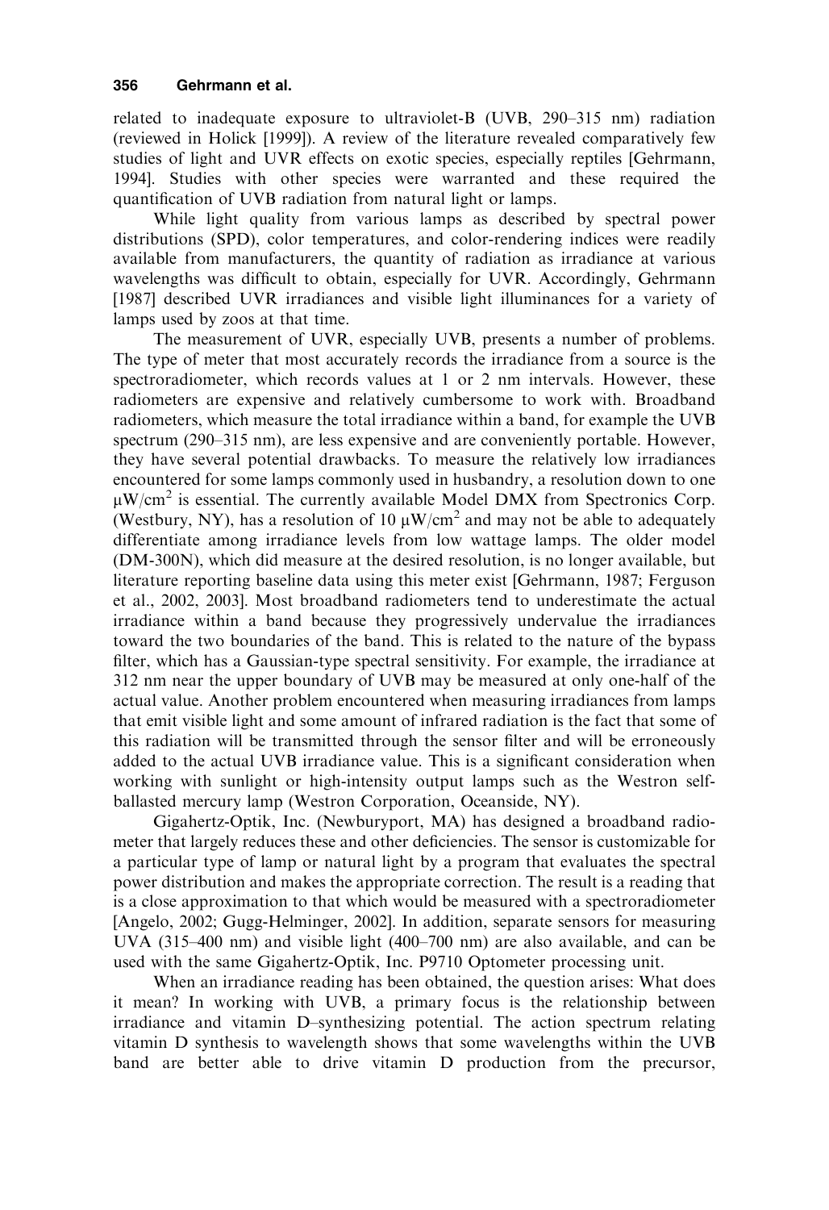related to inadequate exposure to ultraviolet-B (UVB, 290–315 nm) radiation (reviewed in Holick [1999]). A review of the literature revealed comparatively few studies of light and UVR effects on exotic species, especially reptiles [Gehrmann, 1994]. Studies with other species were warranted and these required the quantification of UVB radiation from natural light or lamps.

While light quality from various lamps as described by spectral power distributions (SPD), color temperatures, and color-rendering indices were readily available from manufacturers, the quantity of radiation as irradiance at various wavelengths was difficult to obtain, especially for UVR. Accordingly, Gehrmann [1987] described UVR irradiances and visible light illuminances for a variety of lamps used by zoos at that time.

The measurement of UVR, especially UVB, presents a number of problems. The type of meter that most accurately records the irradiance from a source is the spectroradiometer, which records values at 1 or 2 nm intervals. However, these radiometers are expensive and relatively cumbersome to work with. Broadband radiometers, which measure the total irradiance within a band, for example the UVB spectrum (290–315 nm), are less expensive and are conveniently portable. However, they have several potential drawbacks. To measure the relatively low irradiances encountered for some lamps commonly used in husbandry, a resolution down to one $\mu W/cm^2$ is essential. The currently available Model DMX from Spectronics Corp. (Westbury, NY), has a resolution of 10 $\mu W/cm^2$ and may not be able to adequately differentiate among irradiance levels from low wattage lamps. The older model (DM-300N), which did measure at the desired resolution, is no longer available, but literature reporting baseline data using this meter exist [Gehrmann, 1987; Ferguson et al., 2002, 2003]. Most broadband radiometers tend to underestimate the actual irradiance within a band because they progressively undervalue the irradiances toward the two boundaries of the band. This is related to the nature of the bypass filter, which has a Gaussian-type spectral sensitivity. For example, the irradiance at 312 nm near the upper boundary of UVB may be measured at only one-half of the actual value. Another problem encountered when measuring irradiances from lamps that emit visible light and some amount of infrared radiation is the fact that some of this radiation will be transmitted through the sensor filter and will be erroneously added to the actual UVB irradiance value. This is a significant consideration when working with sunlight or high-intensity output lamps such as the Westron self-ballasted mercury lamp (Westron Corporation, Oceanside, NY).

Gigahertz-Optik, Inc. (Newburyport, MA) has designed a broadband radiometer that largely reduces these and other deficiencies. The sensor is customizable for a particular type of lamp or natural light by a program that evaluates the spectral power distribution and makes the appropriate correction. The result is a reading that is a close approximation to that which would be measured with a spectroradiometer [Angelo, 2002; Gugg-Helminger, 2002]. In addition, separate sensors for measuring UVA (315–400 nm) and visible light (400–700 nm) are also available, and can be used with the same Gigahertz-Optik, Inc. P9710 Optometer processing unit.

When an irradiance reading has been obtained, the question arises: What does it mean? In working with UVB, a primary focus is the relationship between irradiance and vitamin D–synthesizing potential. The action spectrum relating vitamin D synthesis to wavelength shows that some wavelengths within the UVB band are better able to drive vitamin D production from the precursor,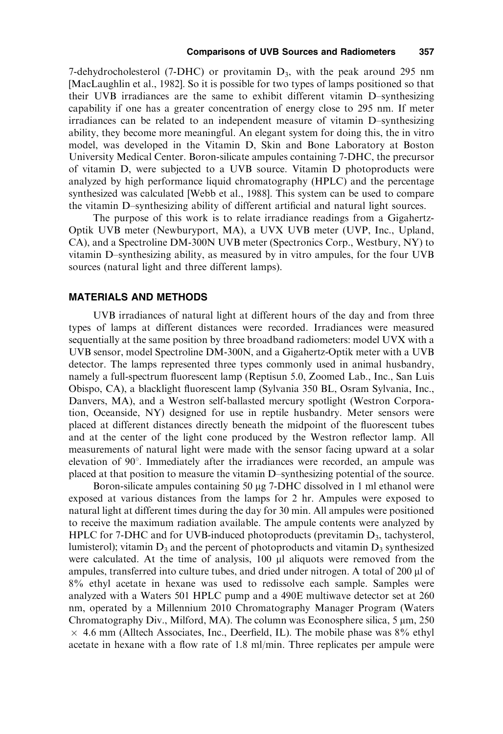7-dehydrocholesterol (7-DHC) or provitamin $D_3$, with the peak around 295 nm [MacLaughlin et al., 1982]. So it is possible for two types of lamps positioned so that their UVB irradiances are the same to exhibit different vitamin D–synthesizing capability if one has a greater concentration of energy close to 295 nm. If meter irradiances can be related to an independent measure of vitamin D–synthesizing ability, they become more meaningful. An elegant system for doing this, the in vitro model, was developed in the Vitamin D, Skin and Bone Laboratory at Boston University Medical Center. Boron-silicate ampules containing 7-DHC, the precursor of vitamin D, were subjected to a UVB source. Vitamin D photoproducts were analyzed by high performance liquid chromatography (HPLC) and the percentage synthesized was calculated [Webb et al., 1988]. This system can be used to compare the vitamin D–synthesizing ability of different artificial and natural light sources.

The purpose of this work is to relate irradiance readings from a Gigahertz-Optik UVB meter (Newburyport, MA), a UVX UVB meter (UVP, Inc., Upland, CA), and a Spectroline DM-300N UVB meter (Spectronics Corp., Westbury, NY) to vitamin D–synthesizing ability, as measured by in vitro ampules, for the four UVB sources (natural light and three different lamps).

## MATERIALS AND METHODS

UVB irradiances of natural light at different hours of the day and from three types of lamps at different distances were recorded. Irradiances were measured sequentially at the same position by three broadband radiometers: model UVX with a UVB sensor, model Spectroline DM-300N, and a Gigahertz-Optik meter with a UVB detector. The lamps represented three types commonly used in animal husbandry, namely a full-spectrum fluorescent lamp (Reptisun 5.0, Zoomed Lab., Inc., San Luis Obispo, CA), a blacklight fluorescent lamp (Sylvania 350 BL, Osram Sylvania, Inc., Danvers, MA), and a Westron self-ballasted mercury spotlight (Westron Corporation, Oceanside, NY) designed for use in reptile husbandry. Meter sensors were placed at different distances directly beneath the midpoint of the fluorescent tubes and at the center of the light cone produced by the Westron reflector lamp. All measurements of natural light were made with the sensor facing upward at a solar elevation of 90°. Immediately after the irradiances were recorded, an ampule was placed at that position to measure the vitamin D–synthesizing potential of the source.

Boron-silicate ampules containing 50 μg 7-DHC dissolved in 1 ml ethanol were exposed at various distances from the lamps for 2 hr. Ampules were exposed to natural light at different times during the day for 30 min. All ampules were positioned to receive the maximum radiation available. The ampule contents were analyzed by HPLC for 7-DHC and for UVB-induced photoproducts (previtamin $D_3$, tachysterol, lumisterol); vitamin $D_3$ and the percent of photoproducts and vitamin $D_3$ synthesized were calculated. At the time of analysis, 100 μl aliquots were removed from the ampules, transferred into culture tubes, and dried under nitrogen. A total of 200 μl of 8% ethyl acetate in hexane was used to redissolve each sample. Samples were analyzed with a Waters 501 HPLC pump and a 490E multiwave detector set at 260 nm, operated by a Millennium 2010 Chromatography Manager Program (Waters Chromatography Div., Milford, MA). The column was Econosphere silica, 5 μm, 250 × 4.6 mm (Alltech Associates, Inc., Deerfield, IL). The mobile phase was 8% ethyl acetate in hexane with a flow rate of 1.8 ml/min. Three replicates per ampule were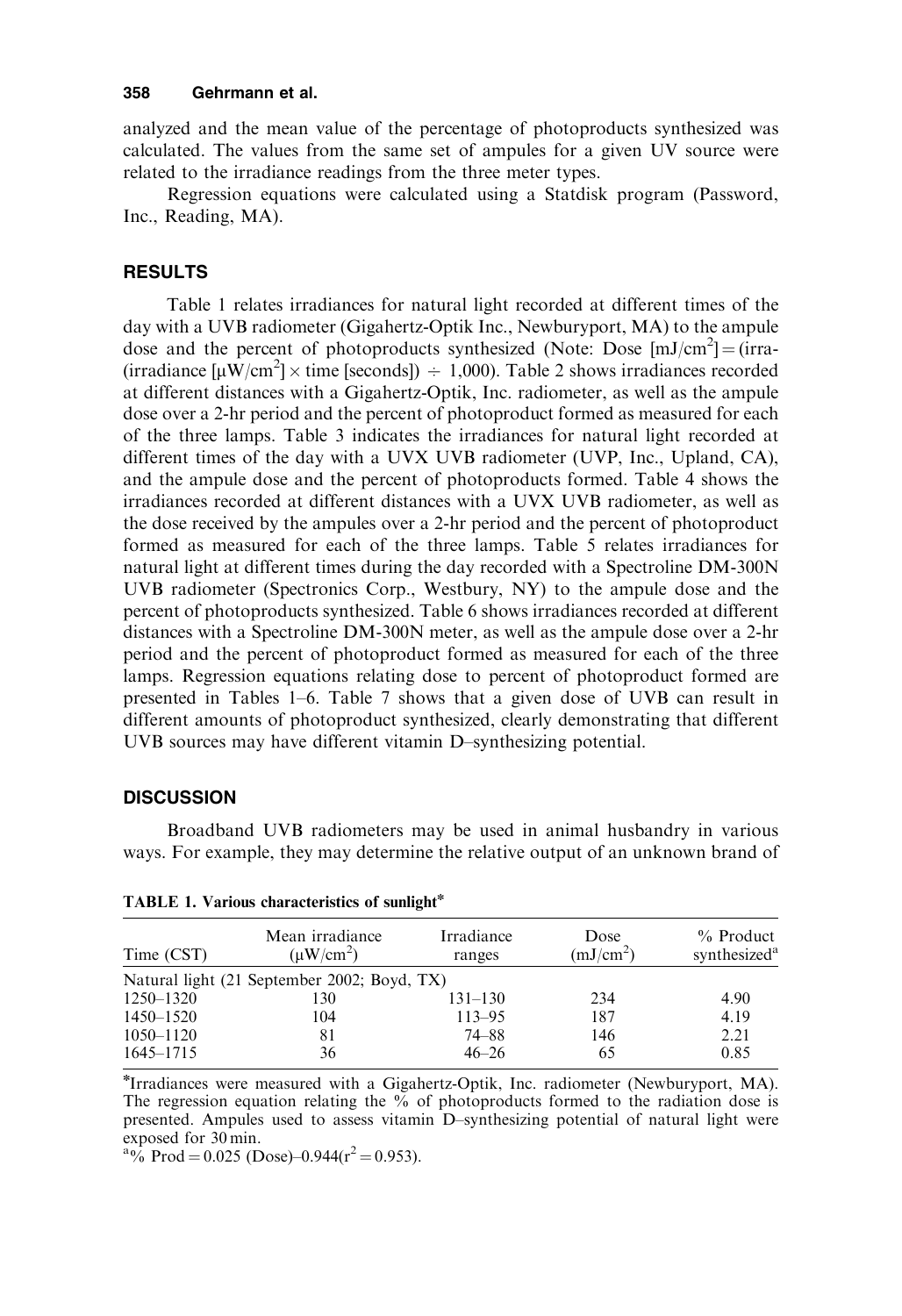analyzed and the mean value of the percentage of photoproducts synthesized was calculated. The values from the same set of ampules for a given UV source were related to the irradiance readings from the three meter types.

Regression equations were calculated using a Statdisk program (Password, Inc., Reading, MA).

## RESULTS

Table 1 relates irradiances for natural light recorded at different times of the day with a UVB radiometer (Gigahertz-Optik Inc., Newburyport, MA) to the ampule dose and the percent of photoproducts synthesized (Note: Dose [mJ/cm$^2$] = (irra-(irradiance [μW/cm$^2$] × time [seconds]) ÷ 1,000). Table 2 shows irradiances recorded at different distances with a Gigahertz-Optik, Inc. radiometer, as well as the ampule dose over a 2-hr period and the percent of photoproduct formed as measured for each of the three lamps. Table 3 indicates the irradiances for natural light recorded at different times of the day with a UVX UVB radiometer (UVP, Inc., Upland, CA), and the ampule dose and the percent of photoproducts formed. Table 4 shows the irradiances recorded at different distances with a UVX UVB radiometer, as well as the dose received by the ampules over a 2-hr period and the percent of photoproduct formed as measured for each of the three lamps. Table 5 relates irradiances for natural light at different times during the day recorded with a Spectroline DM-300N UVB radiometer (Spectronics Corp., Westbury, NY) to the ampule dose and the percent of photoproducts synthesized. Table 6 shows irradiances recorded at different distances with a Spectroline DM-300N meter, as well as the ampule dose over a 2-hr period and the percent of photoproduct formed as measured for each of the three lamps. Regression equations relating dose to percent of photoproduct formed are presented in Tables 1–6. Table 7 shows that a given dose of UVB can result in different amounts of photoproduct synthesized, clearly demonstrating that different UVB sources may have different vitamin D–synthesizing potential.

## DISCUSSION

Broadband UVB radiometers may be used in animal husbandry in various ways. For example, they may determine the relative output of an unknown brand of

**TABLE 1. Various characteristics of sunlight***

| Time (CST) | Mean irradiance (μW/cm$^2$) | Irradiance ranges | Dose (mJ/cm$^2$) | % Product synthesized[a] |
|---|---|---|---|---|
| Natural light (21 September 2002; Boyd, TX) | | | | |
| 1250–1320 | 130 | 131–130 | 234 | 4.90 |
| 1450–1520 | 104 | 113–95 | 187 | 4.19 |
| 1050–1120 | 81 | 74–88 | 146 | 2.21 |
| 1645–1715 | 36 | 46–26 | 65 | 0.85 |

*Irradiances were measured with a Gigahertz-Optik, Inc. radiometer (Newburyport, MA). The regression equation relating the % of photoproducts formed to the radiation dose is presented. Ampules used to assess vitamin D–synthesizing potential of natural light were exposed for 30 min.

[a]% Prod = 0.025 (Dose)–0.944($r^2$ = 0.953).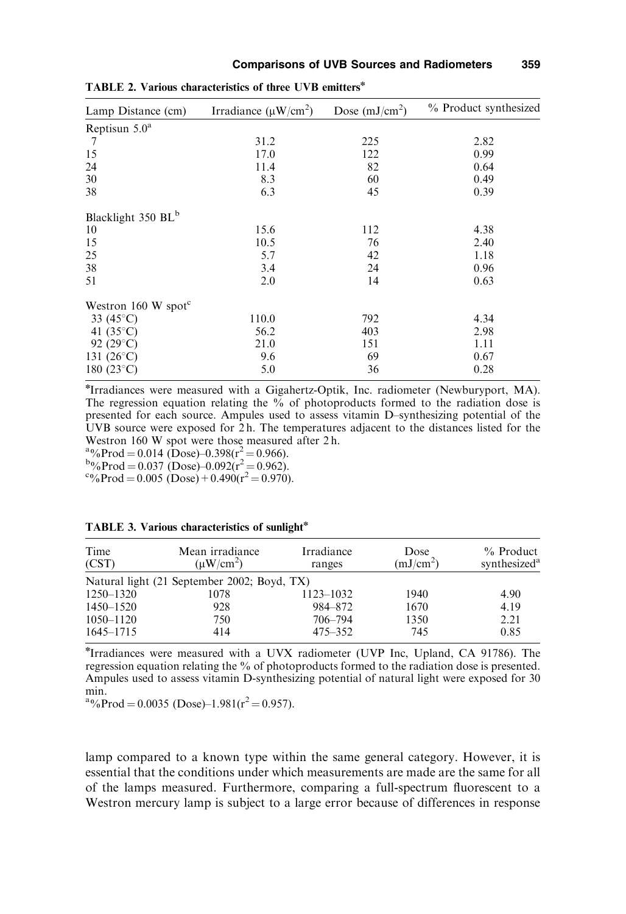**TABLE 2. Various characteristics of three UVB emitters***

| Lamp Distance (cm) | Irradiance (μW/cm²) | Dose (mJ/cm²) | % Product synthesized |
|---|---|---|---|
| Reptisun 5.0[a] | | | |
| 7 | 31.2 | 225 | 2.82 |
| 15 | 17.0 | 122 | 0.99 |
| 24 | 11.4 | 82 | 0.64 |
| 30 | 8.3 | 60 | 0.49 |
| 38 | 6.3 | 45 | 0.39 |
| Blacklight 350 BL[b] | | | |
| 10 | 15.6 | 112 | 4.38 |
| 15 | 10.5 | 76 | 2.40 |
| 25 | 5.7 | 42 | 1.18 |
| 38 | 3.4 | 24 | 0.96 |
| 51 | 2.0 | 14 | 0.63 |
| Westron 160 W spot[c] | | | |
| 33 (45°C) | 110.0 | 792 | 4.34 |
| 41 (35°C) | 56.2 | 403 | 2.98 |
| 92 (29°C) | 21.0 | 151 | 1.11 |
| 131 (26°C) | 9.6 | 69 | 0.67 |
| 180 (23°C) | 5.0 | 36 | 0.28 |

*Irradiances were measured with a Gigahertz-Optik, Inc. radiometer (Newburyport, MA). The regression equation relating the % of photoproducts formed to the radiation dose is presented for each source. Ampules used to assess vitamin D–synthesizing potential of the UVB source were exposed for 2 h. The temperatures adjacent to the distances listed for the Westron 160 W spot were those measured after 2 h.

[a]%Prod = 0.014 (Dose)–0.398($r^2 = 0.966$).

[b]%Prod = 0.037 (Dose)–0.092($r^2 = 0.962$).

[c]%Prod = 0.005 (Dose) + 0.490($r^2 = 0.970$).

**TABLE 3. Various characteristics of sunlight***

| Time (CST) | Mean irradiance (μW/cm²) | Irradiance ranges | Dose (mJ/cm²) | % Product synthesized[a] |
|---|---|---|---|---|
| Natural light (21 September 2002; Boyd, TX) | | | | |
| 1250–1320 | 1078 | 1123–1032 | 1940 | 4.90 |
| 1450–1520 | 928 | 984–872 | 1670 | 4.19 |
| 1050–1120 | 750 | 706–794 | 1350 | 2.21 |
| 1645–1715 | 414 | 475–352 | 745 | 0.85 |

*Irradiances were measured with a UVX radiometer (UVP Inc, Upland, CA 91786). The regression equation relating the % of photoproducts formed to the radiation dose is presented. Ampules used to assess vitamin D-synthesizing potential of natural light were exposed for 30 min.

[a]%Prod = 0.0035 (Dose)–1.981($r^2 = 0.957$).

lamp compared to a known type within the same general category. However, it is essential that the conditions under which measurements are made are the same for all of the lamps measured. Furthermore, comparing a full-spectrum fluorescent to a Westron mercury lamp is subject to a large error because of differences in response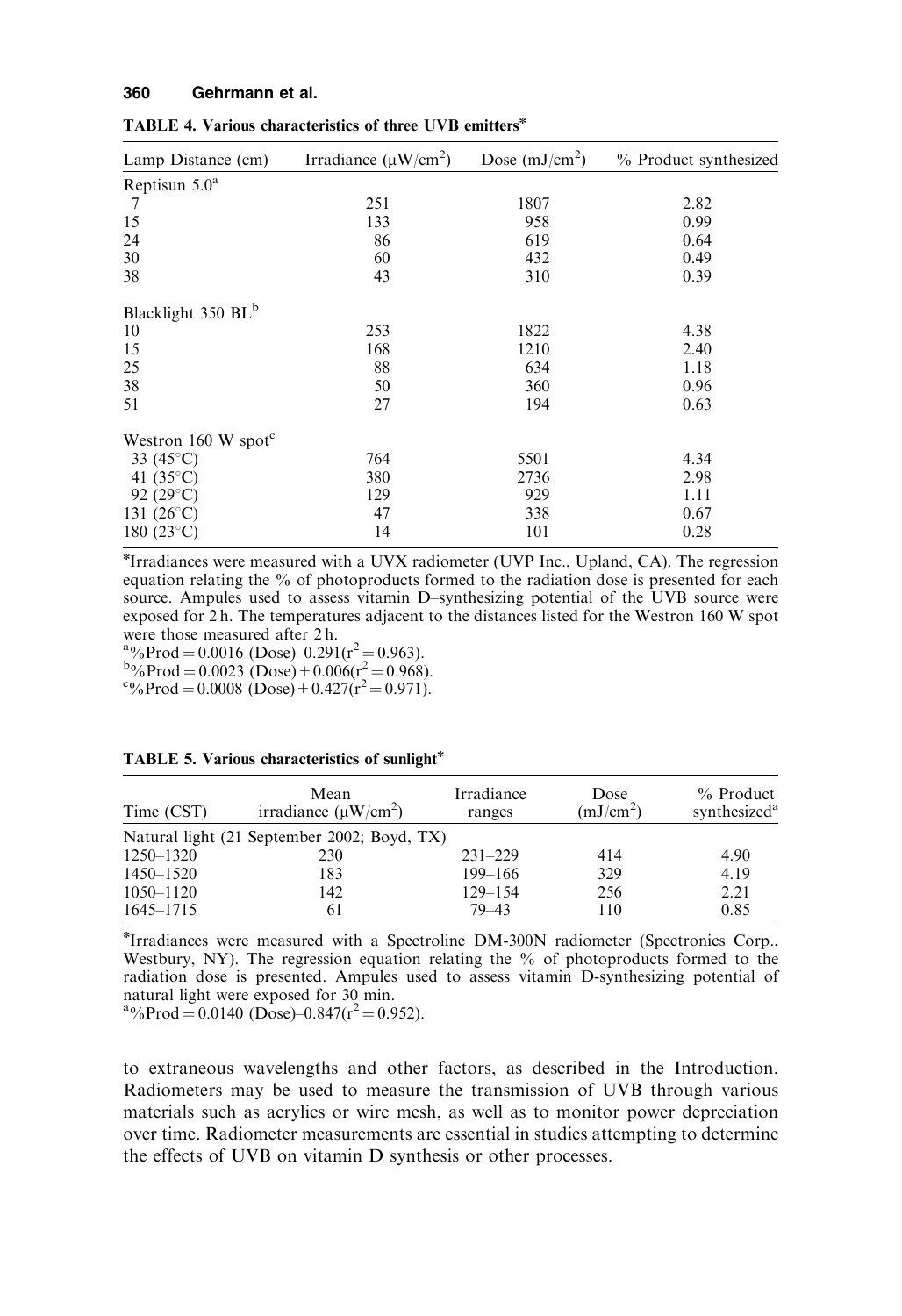**TABLE 4. Various characteristics of three UVB emitters***

| Lamp Distance (cm) | Irradiance ($\mu$W/cm$^2$) | Dose (mJ/cm$^2$) | % Product synthesized |
|---|---|---|---|
| Reptisun 5.0[a] | | | |
| 7 | 251 | 1807 | 2.82 |
| 15 | 133 | 958 | 0.99 |
| 24 | 86 | 619 | 0.64 |
| 30 | 60 | 432 | 0.49 |
| 38 | 43 | 310 | 0.39 |
| Blacklight 350 BL[b] | | | |
| 10 | 253 | 1822 | 4.38 |
| 15 | 168 | 1210 | 2.40 |
| 25 | 88 | 634 | 1.18 |
| 38 | 50 | 360 | 0.96 |
| 51 | 27 | 194 | 0.63 |
| Westron 160 W spot[c] | | | |
| 33 (45°C) | 764 | 5501 | 4.34 |
| 41 (35°C) | 380 | 2736 | 2.98 |
| 92 (29°C) | 129 | 929 | 1.11 |
| 131 (26°C) | 47 | 338 | 0.67 |
| 180 (23°C) | 14 | 101 | 0.28 |

*Irradiances were measured with a UVX radiometer (UVP Inc., Upland, CA). The regression equation relating the % of photoproducts formed to the radiation dose is presented for each source. Ampules used to assess vitamin D–synthesizing potential of the UVB source were exposed for 2 h. The temperatures adjacent to the distances listed for the Westron 160 W spot were those measured after 2 h.

[a]%Prod = 0.0016 (Dose)–0.291($r^2 = 0.963$).

[b]%Prod = 0.0023 (Dose) + 0.006($r^2 = 0.968$).

[c]%Prod = 0.0008 (Dose) + 0.427($r^2 = 0.971$).

**TABLE 5. Various characteristics of sunlight***

| Time (CST) | Mean irradiance ($\mu$W/cm$^2$) | Irradiance ranges | Dose (mJ/cm$^2$) | % Product synthesized[a] |
|---|---|---|---|---|
| Natural light (21 September 2002; Boyd, TX) | | | | |
| 1250–1320 | 230 | 231–229 | 414 | 4.90 |
| 1450–1520 | 183 | 199–166 | 329 | 4.19 |
| 1050–1120 | 142 | 129–154 | 256 | 2.21 |
| 1645–1715 | 61 | 79–43 | 110 | 0.85 |

*Irradiances were measured with a Spectroline DM-300N radiometer (Spectronics Corp., Westbury, NY). The regression equation relating the % of photoproducts formed to the radiation dose is presented. Ampules used to assess vitamin D-synthesizing potential of natural light were exposed for 30 min.

[a]%Prod = 0.0140 (Dose)–0.847($r^2 = 0.952$).

to extraneous wavelengths and other factors, as described in the Introduction. Radiometers may be used to measure the transmission of UVB through various materials such as acrylics or wire mesh, as well as to monitor power depreciation over time. Radiometer measurements are essential in studies attempting to determine the effects of UVB on vitamin D synthesis or other processes.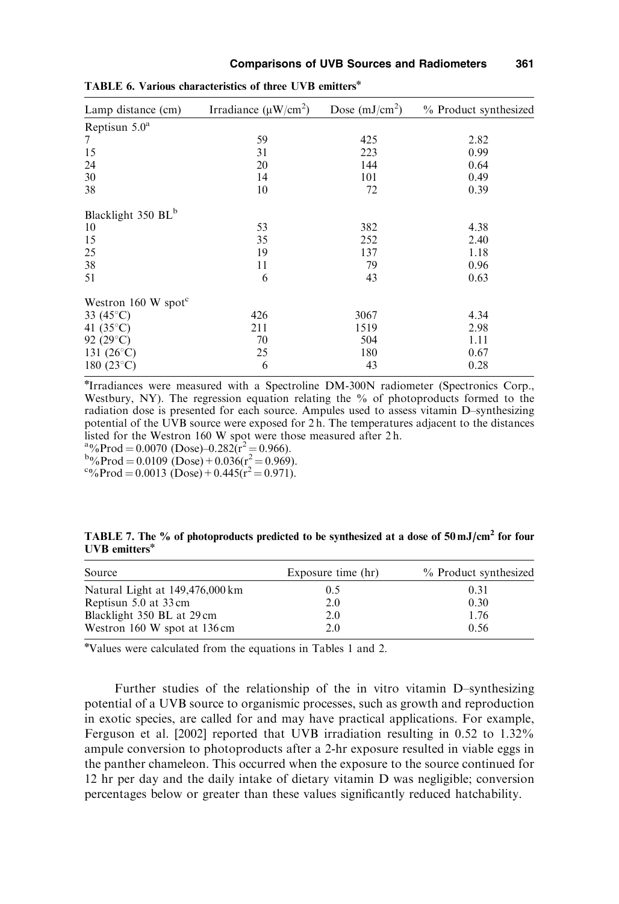TABLE 6. Various characteristics of three UVB emitters*

| Lamp distance (cm) | Irradiance ($\mu W/cm^2$) | Dose ($mJ/cm^2$) | % Product synthesized |
|---|---|---|---|
| Reptisun 5.0[a] | | | |
| 7 | 59 | 425 | 2.82 |
| 15 | 31 | 223 | 0.99 |
| 24 | 20 | 144 | 0.64 |
| 30 | 14 | 101 | 0.49 |
| 38 | 10 | 72 | 0.39 |
| Blacklight 350 BL[b] | | | |
| 10 | 53 | 382 | 4.38 |
| 15 | 35 | 252 | 2.40 |
| 25 | 19 | 137 | 1.18 |
| 38 | 11 | 79 | 0.96 |
| 51 | 6 | 43 | 0.63 |
| Westron 160 W spot[c] | | | |
| 33 (45°C) | 426 | 3067 | 4.34 |
| 41 (35°C) | 211 | 1519 | 2.98 |
| 92 (29°C) | 70 | 504 | 1.11 |
| 131 (26°C) | 25 | 180 | 0.67 |
| 180 (23°C) | 6 | 43 | 0.28 |

*Irradiances were measured with a Spectroline DM-300N radiometer (Spectronics Corp., Westbury, NY). The regression equation relating the % of photoproducts formed to the radiation dose is presented for each source. Ampules used to assess vitamin D–synthesizing potential of the UVB source were exposed for 2 h. The temperatures adjacent to the distances listed for the Westron 160 W spot were those measured after 2 h.

[a]%Prod = 0.0070 (Dose)–0.282($r^2$ = 0.966).

[b]%Prod = 0.0109 (Dose) + 0.036($r^2$ = 0.969).

[c]%Prod = 0.0013 (Dose) + 0.445($r^2$ = 0.971).

TABLE 7. The % of photoproducts predicted to be synthesized at a dose of 50 $mJ/cm^2$ for four UVB emitters*

| Source | Exposure time (hr) | % Product synthesized |
|---|---|---|
| Natural Light at 149,476,000 km | 0.5 | 0.31 |
| Reptisun 5.0 at 33 cm | 2.0 | 0.30 |
| Blacklight 350 BL at 29 cm | 2.0 | 1.76 |
| Westron 160 W spot at 136 cm | 2.0 | 0.56 |

*Values were calculated from the equations in Tables 1 and 2.

Further studies of the relationship of the in vitro vitamin D–synthesizing potential of a UVB source to organismic processes, such as growth and reproduction in exotic species, are called for and may have practical applications. For example, Ferguson et al. [2002] reported that UVB irradiation resulting in 0.52 to 1.32% ampule conversion to photoproducts after a 2-hr exposure resulted in viable eggs in the panther chameleon. This occurred when the exposure to the source continued for 12 hr per day and the daily intake of dietary vitamin D was negligible; conversion percentages below or greater than these values significantly reduced hatchability.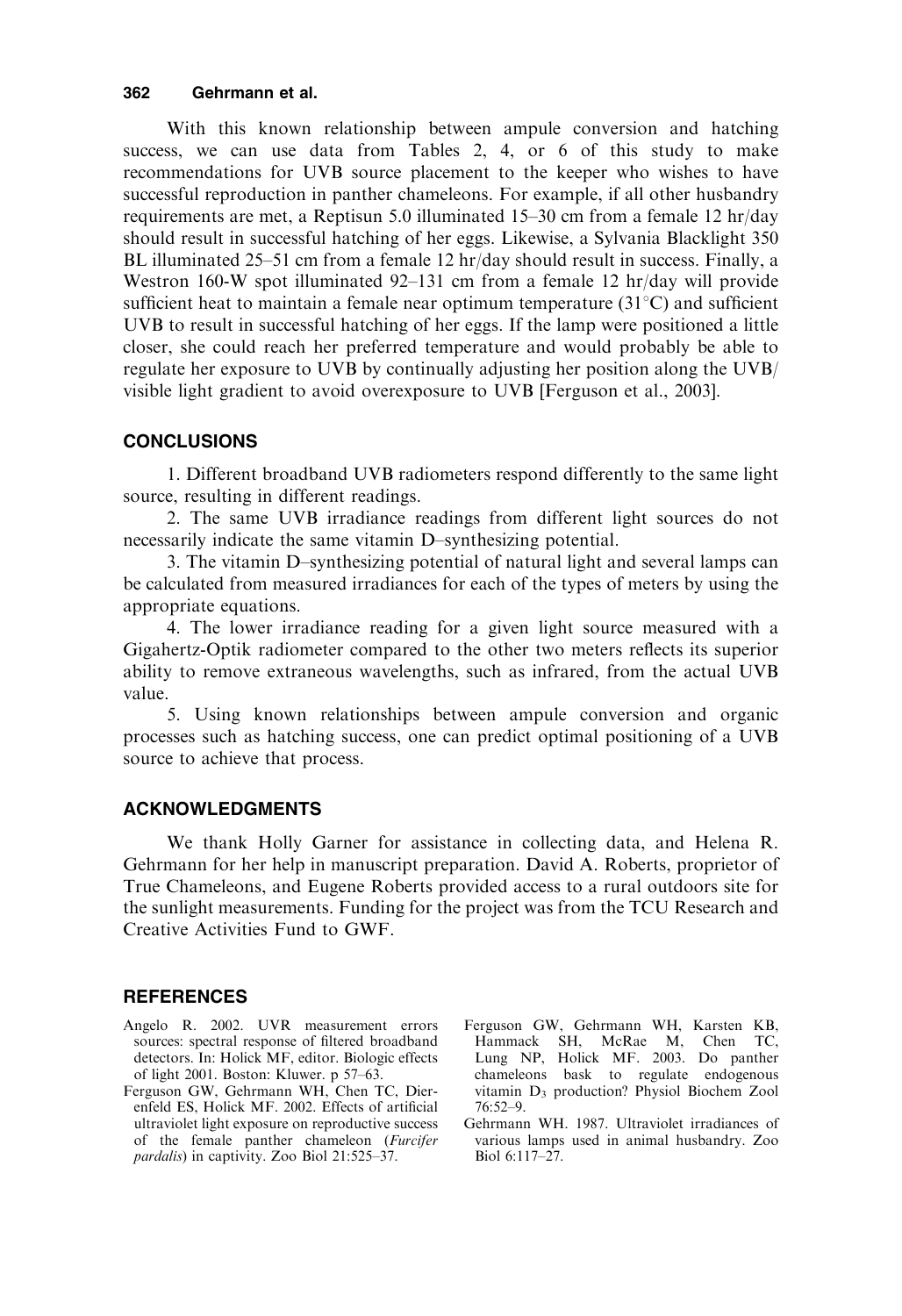With this known relationship between ampule conversion and hatching success, we can use data from Tables 2, 4, or 6 of this study to make recommendations for UVB source placement to the keeper who wishes to have successful reproduction in panther chameleons. For example, if all other husbandry requirements are met, a Reptisun 5.0 illuminated 15–30 cm from a female 12 hr/day should result in successful hatching of her eggs. Likewise, a Sylvania Blacklight 350 BL illuminated 25–51 cm from a female 12 hr/day should result in success. Finally, a Westron 160-W spot illuminated 92–131 cm from a female 12 hr/day will provide sufficient heat to maintain a female near optimum temperature (31°C) and sufficient UVB to result in successful hatching of her eggs. If the lamp were positioned a little closer, she could reach her preferred temperature and would probably be able to regulate her exposure to UVB by continually adjusting her position along the UVB/visible light gradient to avoid overexposure to UVB [Ferguson et al., 2003].

## CONCLUSIONS

1. Different broadband UVB radiometers respond differently to the same light source, resulting in different readings.

2. The same UVB irradiance readings from different light sources do not necessarily indicate the same vitamin D–synthesizing potential.

3. The vitamin D–synthesizing potential of natural light and several lamps can be calculated from measured irradiances for each of the types of meters by using the appropriate equations.

4. The lower irradiance reading for a given light source measured with a Gigahertz-Optik radiometer compared to the other two meters reflects its superior ability to remove extraneous wavelengths, such as infrared, from the actual UVB value.

5. Using known relationships between ampule conversion and organic processes such as hatching success, one can predict optimal positioning of a UVB source to achieve that process.

## ACKNOWLEDGMENTS

We thank Holly Garner for assistance in collecting data, and Helena R. Gehrmann for her help in manuscript preparation. David A. Roberts, proprietor of True Chameleons, and Eugene Roberts provided access to a rural outdoors site for the sunlight measurements. Funding for the project was from the TCU Research and Creative Activities Fund to GWF.

## REFERENCES

Angelo R. 2002. UVR measurement errors sources: spectral response of filtered broadband detectors. In: Holick MF, editor. Biologic effects of light 2001. Boston: Kluwer. p 57–63.

Ferguson GW, Gehrmann WH, Chen TC, Dierenfeld ES, Holick MF. 2002. Effects of artificial ultraviolet light exposure on reproductive success of the female panther chameleon (*Furcifer pardalis*) in captivity. Zoo Biol 21:525–37.

Ferguson GW, Gehrmann WH, Karsten KB, Hammack SH, McRae M, Chen TC, Lung NP, Holick MF. 2003. Do panther chameleons bask to regulate endogenous vitamin $D_3$ production? Physiol Biochem Zool 76:52–9.

Gehrmann WH. 1987. Ultraviolet irradiances of various lamps used in animal husbandry. Zoo Biol 6:117–27.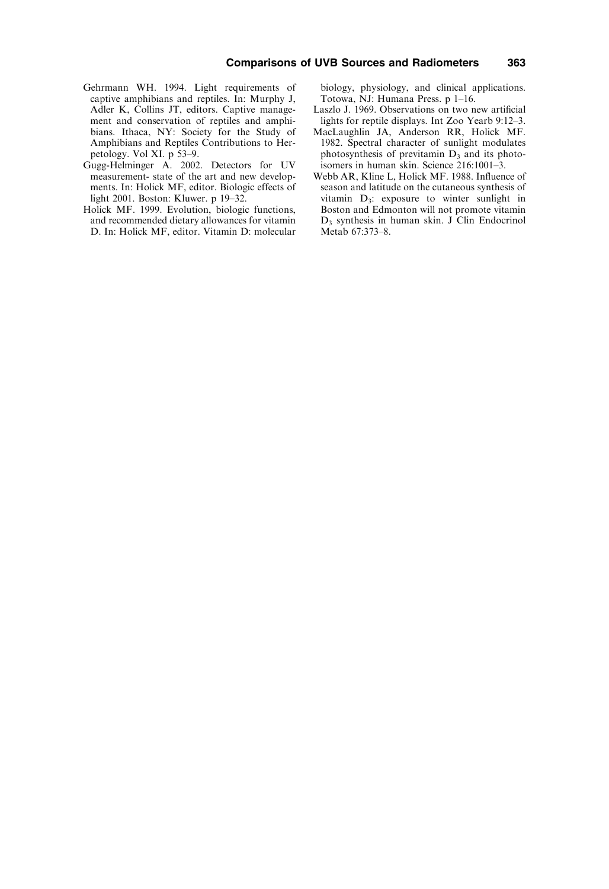Gehrmann WH. 1994. Light requirements of captive amphibians and reptiles. In: Murphy J, Adler K, Collins JT, editors. Captive management and conservation of reptiles and amphibians. Ithaca, NY: Society for the Study of Amphibians and Reptiles Contributions to Herpetology. Vol XI. p 53–9.

Gugg-Helminger A. 2002. Detectors for UV measurement- state of the art and new developments. In: Holick MF, editor. Biologic effects of light 2001. Boston: Kluwer. p 19–32.

Holick MF. 1999. Evolution, biologic functions, and recommended dietary allowances for vitamin D. In: Holick MF, editor. Vitamin D: molecular biology, physiology, and clinical applications. Totowa, NJ: Humana Press. p 1–16.

Laszlo J. 1969. Observations on two new artificial lights for reptile displays. Int Zoo Yearb 9:12–3.

MacLaughlin JA, Anderson RR, Holick MF. 1982. Spectral character of sunlight modulates photosynthesis of previtamin $D_3$ and its photoisomers in human skin. Science 216:1001–3.

Webb AR, Kline L, Holick MF. 1988. Influence of season and latitude on the cutaneous synthesis of vitamin $D_3$: exposure to winter sunlight in Boston and Edmonton will not promote vitamin $D_3$ synthesis in human skin. J Clin Endocrinol Metab 67:373–8.